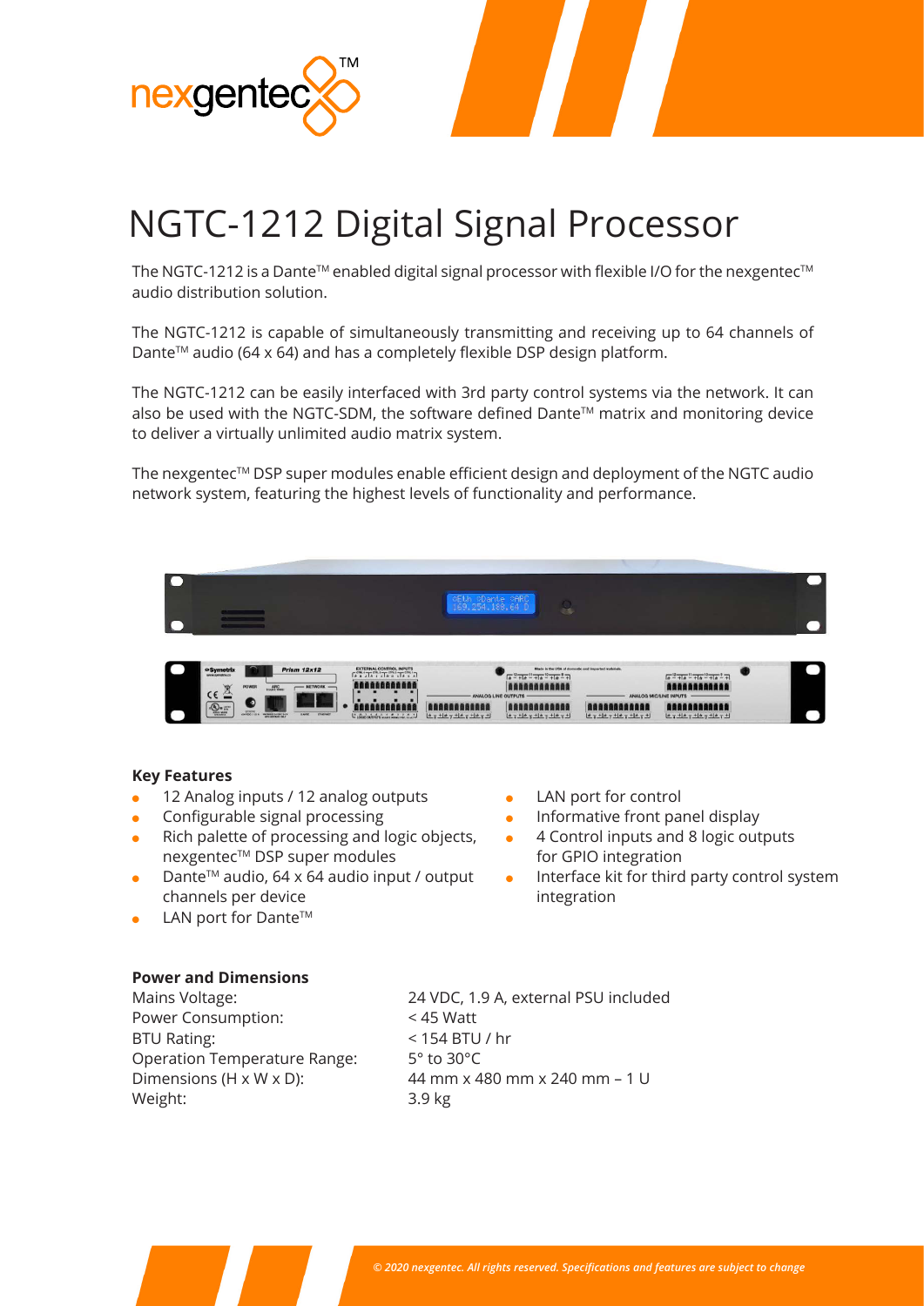# NGTC-1212 Digital Signal Processor

The NGTC-1212 is a Dante™ enabled digital signal processor with flexible I/O for the nexgentec™ audio distribution solution.

The NGTC-1212 is capable of simultaneously transmitting and receiving up to 64 channels of Dante™ audio (64 x 64) and has a completely flexible DSP design platform.

The NGTC-1212 can be easily interfaced with 3rd party control systems via the network. It can also be used with the NGTC-SDM, the software defined Dante™ matrix and monitoring device to deliver a virtually unlimited audio matrix system.

The nexgentec™ DSP super modules enable efficient design and deployment of the NGTC audio network system, featuring the highest levels of functionality and performance.

### Key Features

- 12 Analog inputs / 12 analog outputs
- Configurable signal processing
- Rich palette of processing and logic objects, nexgentec™ DSP super modules
- Dante™ audio, 64 x 64 audio input / output channels per device
- LAN port for Dante™
- LAN port for control
- Informative front panel display
- 4 Control inputs and 8 logic outputs for GPIO integration
- Interface kit for third party control system integration

### Power and Dimensions

| | |
|---|---|
| Mains Voltage: | 24 VDC, 1.9 A, external PSU included |
| Power Consumption: | < 45 Watt |
| BTU Rating: | < 154 BTU / hr |
| Operation Temperature Range: | 5° to 30°C |
| Dimensions (H x W x D): | 44 mm x 480 mm x 240 mm – 1 U |
| Weight: | 3.9 kg |

*© 2020 nexgentec. All rights reserved. Specifications and features are subject to change*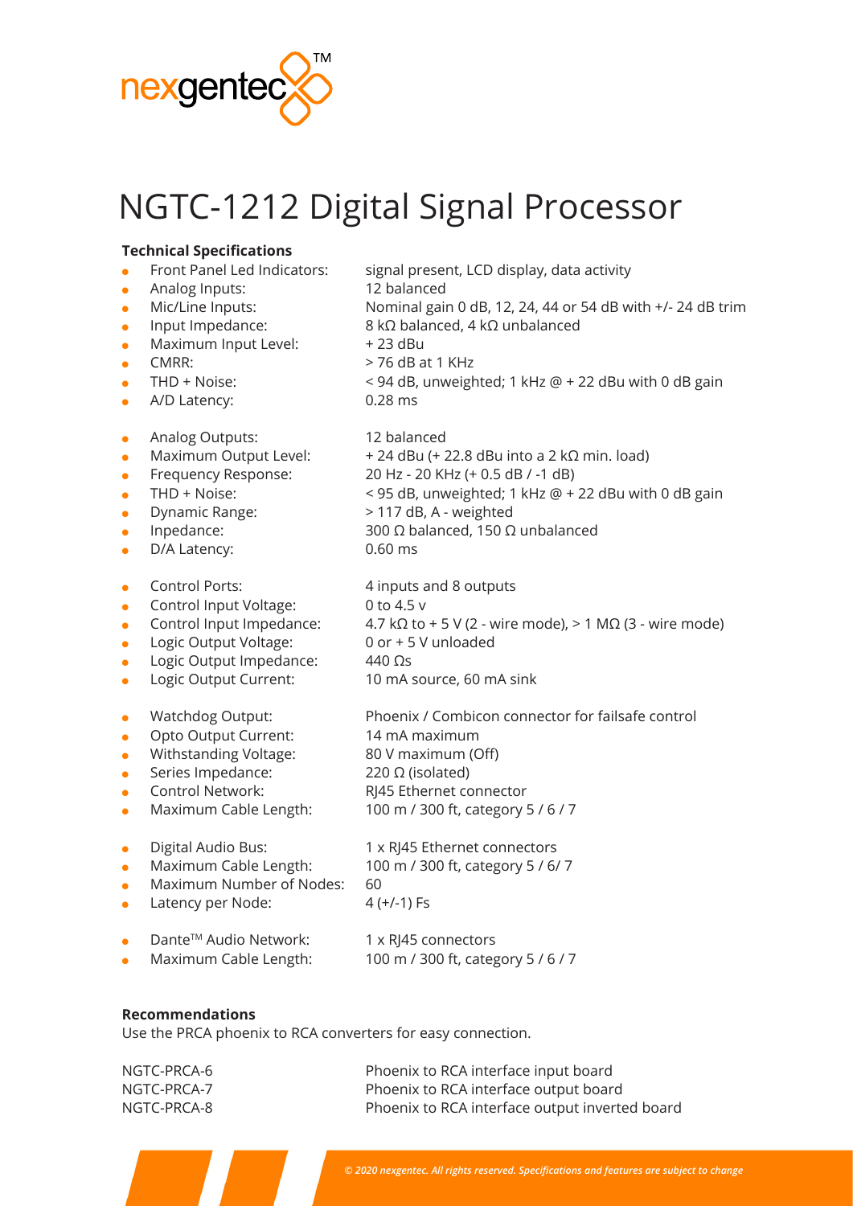nexgentec™

# NGTC-1212 Digital Signal Processor

**Technical Specifications**

- Front Panel Led Indicators: signal present, LCD display, data activity
- Analog Inputs: 12 balanced
- Mic/Line Inputs: Nominal gain 0 dB, 12, 24, 44 or 54 dB with +/- 24 dB trim
- Input Impedance: 8 kΩ balanced, 4 kΩ unbalanced
- Maximum Input Level: + 23 dBu
- CMRR: > 76 dB at 1 KHz
- THD + Noise: < 94 dB, unweighted; 1 kHz @ + 22 dBu with 0 dB gain
- A/D Latency: 0.28 ms

- Analog Outputs: 12 balanced
- Maximum Output Level: + 24 dBu (+ 22.8 dBu into a 2 kΩ min. load)
- Frequency Response: 20 Hz - 20 KHz (+ 0.5 dB / -1 dB)
- THD + Noise: < 95 dB, unweighted; 1 kHz @ + 22 dBu with 0 dB gain
- Dynamic Range: > 117 dB, A - weighted
- Inpedance: 300 Ω balanced, 150 Ω unbalanced
- D/A Latency: 0.60 ms

- Control Ports: 4 inputs and 8 outputs
- Control Input Voltage: 0 to 4.5 v
- Control Input Impedance: 4.7 kΩ to + 5 V (2 - wire mode), > 1 MΩ (3 - wire mode)
- Logic Output Voltage: 0 or + 5 V unloaded
- Logic Output Impedance: 440 Ωs
- Logic Output Current: 10 mA source, 60 mA sink

- Watchdog Output: Phoenix / Combicon connector for failsafe control
- Opto Output Current: 14 mA maximum
- Withstanding Voltage: 80 V maximum (Off)
- Series Impedance: 220 Ω (isolated)
- Control Network: RJ45 Ethernet connector
- Maximum Cable Length: 100 m / 300 ft, category 5 / 6 / 7

- Digital Audio Bus: 1 x RJ45 Ethernet connectors
- Maximum Cable Length: 100 m / 300 ft, category 5 / 6/ 7
- Maximum Number of Nodes: 60
- Latency per Node: 4 (+/-1) Fs

- Dante™ Audio Network: 1 x RJ45 connectors
- Maximum Cable Length: 100 m / 300 ft, category 5 / 6 / 7

**Recommendations**

Use the PRCA phoenix to RCA converters for easy connection.

| | |
|---|---|
| NGTC-PRCA-6 | Phoenix to RCA interface input board |
| NGTC-PRCA-7 | Phoenix to RCA interface output board |
| NGTC-PRCA-8 | Phoenix to RCA interface output inverted board |

*© 2020 nexgentec. All rights reserved. Specifications and features are subject to change*